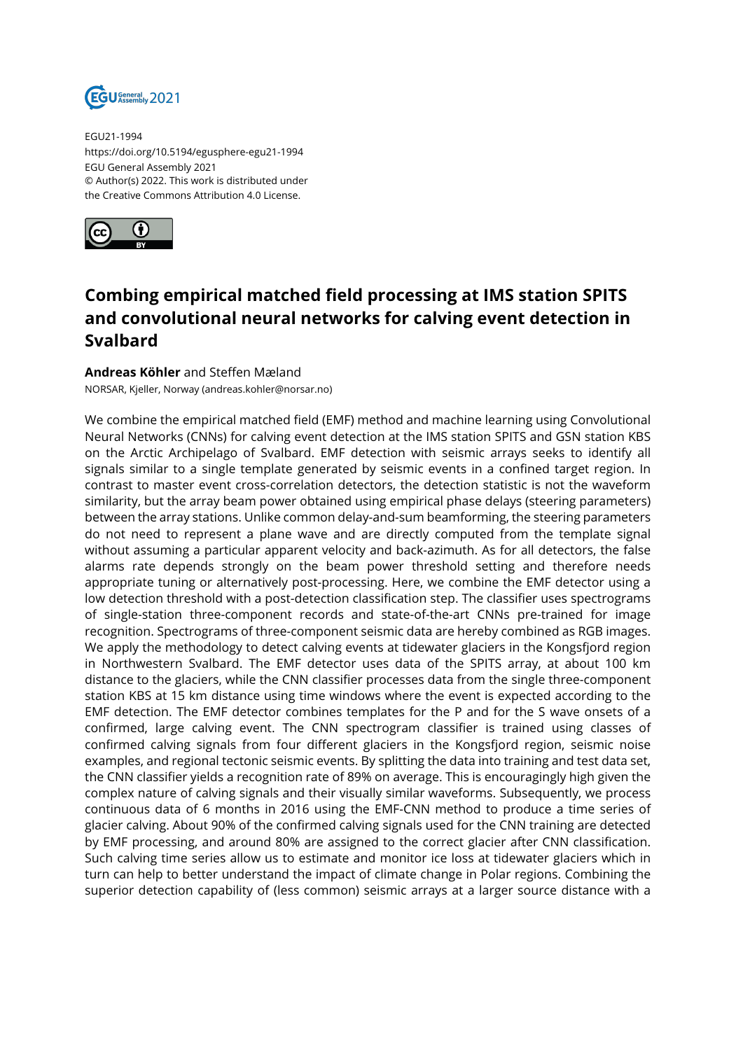EGU21-1994
https://doi.org/10.5194/egusphere-egu21-1994
EGU General Assembly 2021
© Author(s) 2022. This work is distributed under
the Creative Commons Attribution 4.0 License.

# Combing empirical matched field processing at IMS station SPITS and convolutional neural networks for calving event detection in Svalbard

**Andreas Köhler** and Steffen Mæland
NORSAR, Kjeller, Norway (andreas.kohler@norsar.no)

We combine the empirical matched field (EMF) method and machine learning using Convolutional Neural Networks (CNNs) for calving event detection at the IMS station SPITS and GSN station KBS on the Arctic Archipelago of Svalbard. EMF detection with seismic arrays seeks to identify all signals similar to a single template generated by seismic events in a confined target region. In contrast to master event cross-correlation detectors, the detection statistic is not the waveform similarity, but the array beam power obtained using empirical phase delays (steering parameters) between the array stations. Unlike common delay-and-sum beamforming, the steering parameters do not need to represent a plane wave and are directly computed from the template signal without assuming a particular apparent velocity and back-azimuth. As for all detectors, the false alarms rate depends strongly on the beam power threshold setting and therefore needs appropriate tuning or alternatively post-processing. Here, we combine the EMF detector using a low detection threshold with a post-detection classification step. The classifier uses spectrograms of single-station three-component records and state-of-the-art CNNs pre-trained for image recognition. Spectrograms of three-component seismic data are hereby combined as RGB images. We apply the methodology to detect calving events at tidewater glaciers in the Kongsfjord region in Northwestern Svalbard. The EMF detector uses data of the SPITS array, at about 100 km distance to the glaciers, while the CNN classifier processes data from the single three-component station KBS at 15 km distance using time windows where the event is expected according to the EMF detection. The EMF detector combines templates for the P and for the S wave onsets of a confirmed, large calving event. The CNN spectrogram classifier is trained using classes of confirmed calving signals from four different glaciers in the Kongsfjord region, seismic noise examples, and regional tectonic seismic events. By splitting the data into training and test data set, the CNN classifier yields a recognition rate of 89% on average. This is encouragingly high given the complex nature of calving signals and their visually similar waveforms. Subsequently, we process continuous data of 6 months in 2016 using the EMF-CNN method to produce a time series of glacier calving. About 90% of the confirmed calving signals used for the CNN training are detected by EMF processing, and around 80% are assigned to the correct glacier after CNN classification. Such calving time series allow us to estimate and monitor ice loss at tidewater glaciers which in turn can help to better understand the impact of climate change in Polar regions. Combining the superior detection capability of (less common) seismic arrays at a larger source distance with a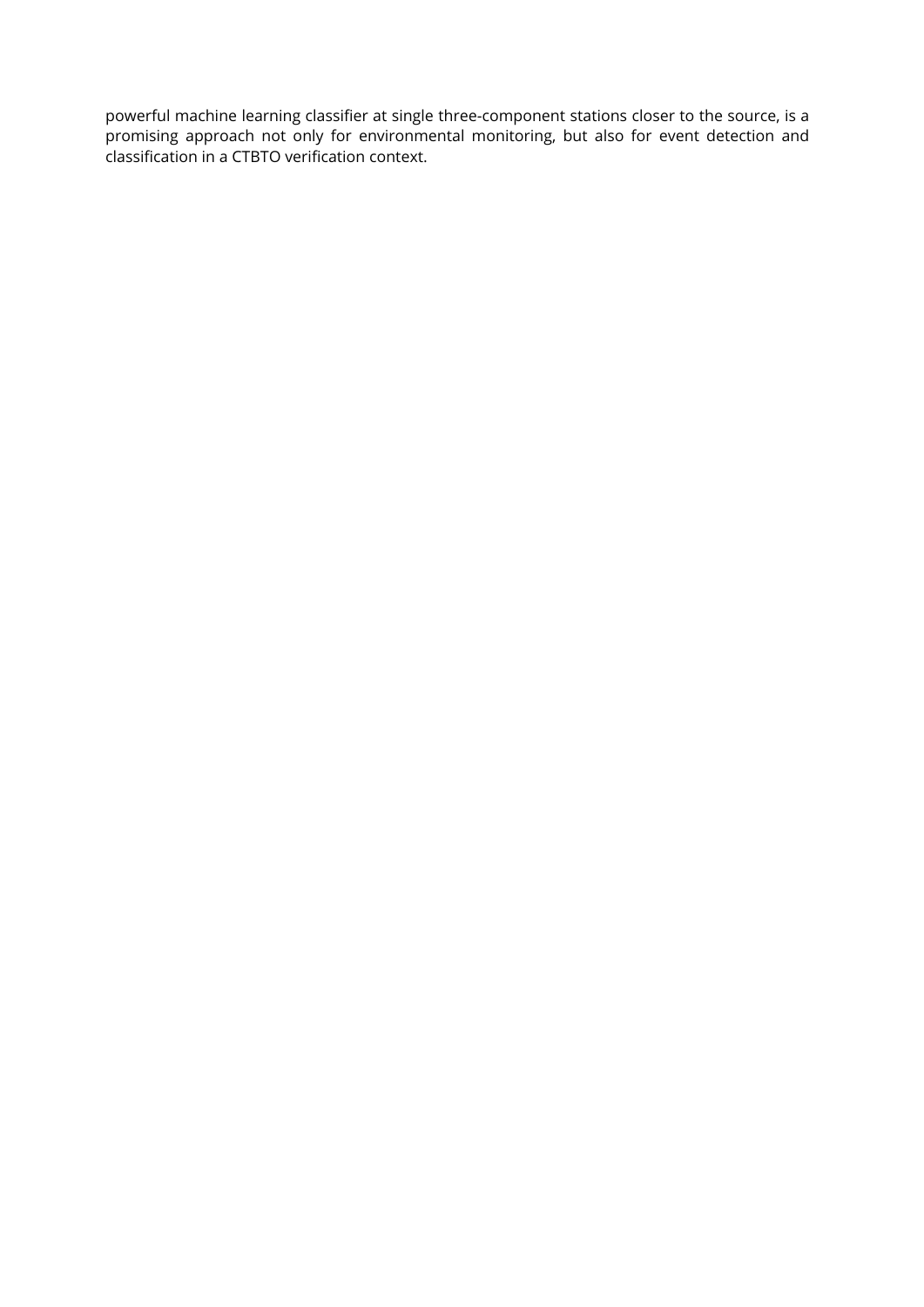powerful machine learning classifier at single three-component stations closer to the source, is a promising approach not only for environmental monitoring, but also for event detection and classification in a CTBTO verification context.